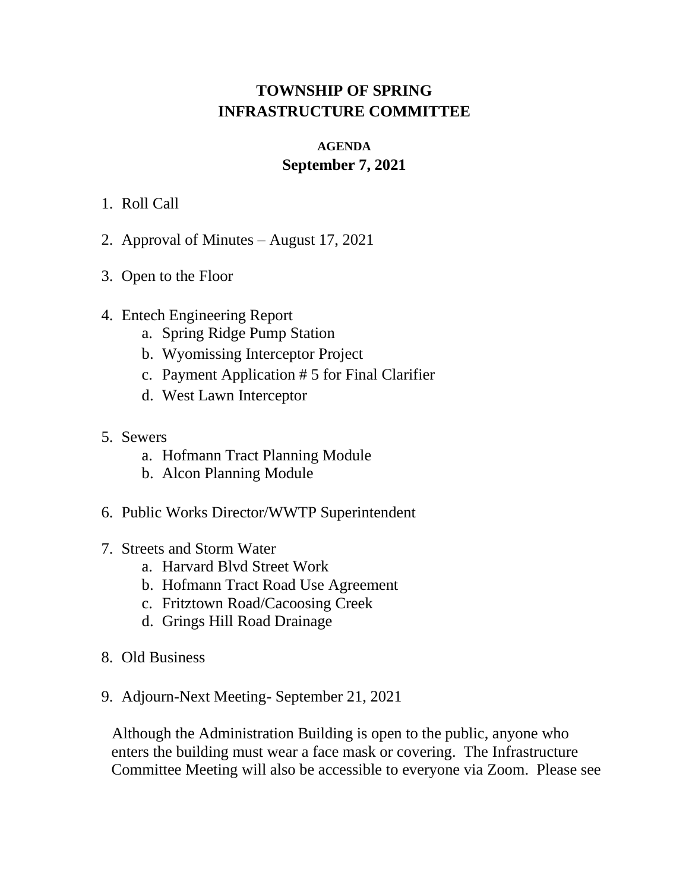# TOWNSHIP OF SPRING
# INFRASTRUCTURE COMMITTEE

## AGENDA
## September 7, 2021

1. Roll Call

2. Approval of Minutes – August 17, 2021

3. Open to the Floor

4. Entech Engineering Report
   a. Spring Ridge Pump Station
   b. Wyomissing Interceptor Project
   c. Payment Application # 5 for Final Clarifier
   d. West Lawn Interceptor

5. Sewers
   a. Hofmann Tract Planning Module
   b. Alcon Planning Module

6. Public Works Director/WWTP Superintendent

7. Streets and Storm Water
   a. Harvard Blvd Street Work
   b. Hofmann Tract Road Use Agreement
   c. Fritztown Road/Cacoosing Creek
   d. Grings Hill Road Drainage

8. Old Business

9. Adjourn-Next Meeting- September 21, 2021

Although the Administration Building is open to the public, anyone who enters the building must wear a face mask or covering. The Infrastructure Committee Meeting will also be accessible to everyone via Zoom. Please see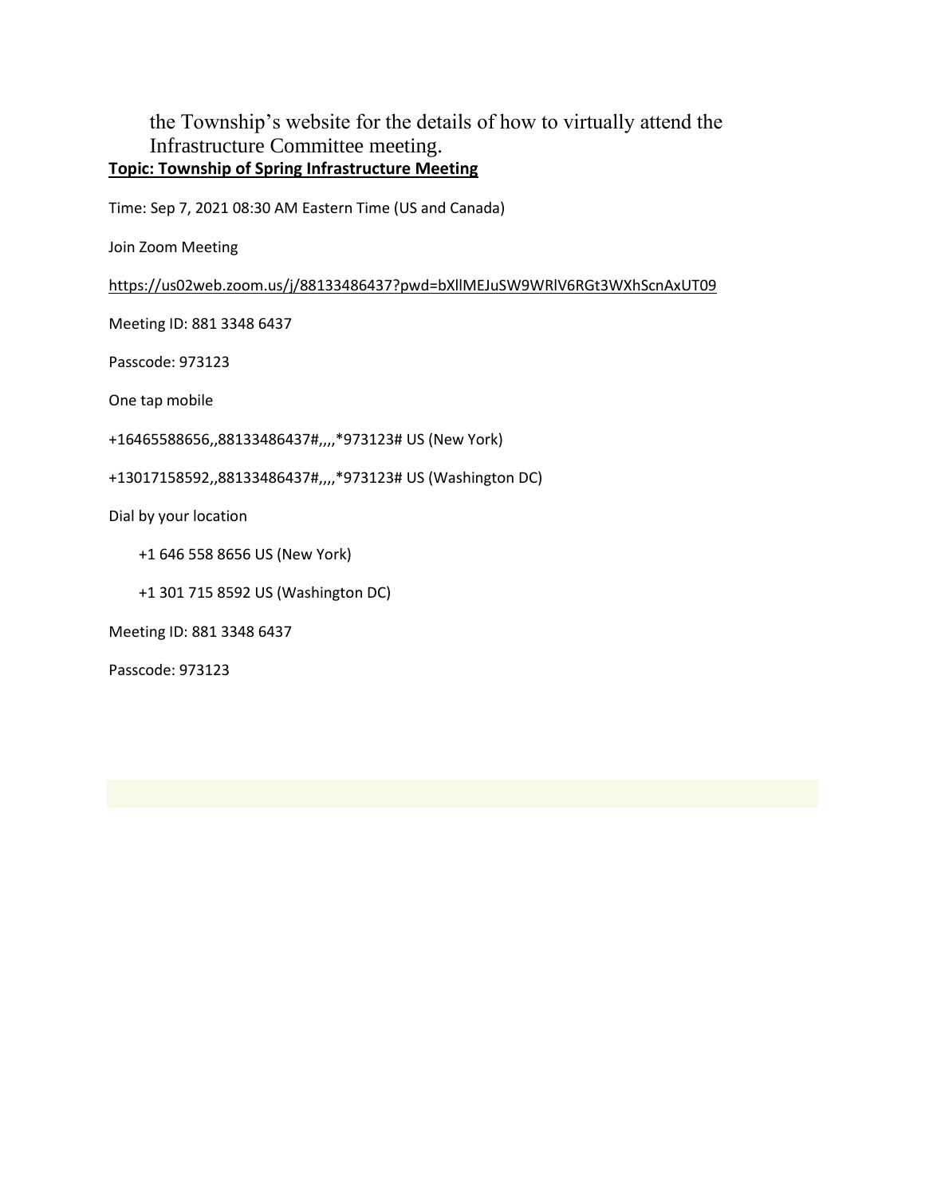the Township's website for the details of how to virtually attend the Infrastructure Committee meeting.

**Topic: Township of Spring Infrastructure Meeting**

Time: Sep 7, 2021 08:30 AM Eastern Time (US and Canada)

Join Zoom Meeting

https://us02web.zoom.us/j/88133486437?pwd=bXllMEJuSW9WRlV6RGt3WXhScnAxUT09

Meeting ID: 881 3348 6437

Passcode: 973123

One tap mobile

+16465588656,,88133486437#,,,,*973123# US (New York)

+13017158592,,88133486437#,,,,*973123# US (Washington DC)

Dial by your location

+1 646 558 8656 US (New York)

+1 301 715 8592 US (Washington DC)

Meeting ID: 881 3348 6437

Passcode: 973123